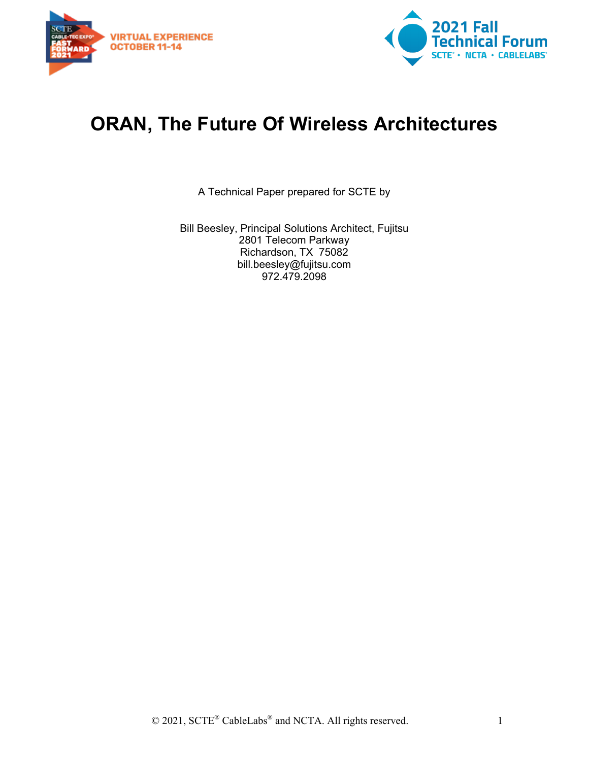# ORAN, The Future Of Wireless Architectures

A Technical Paper prepared for SCTE by

Bill Beesley, Principal Solutions Architect, Fujitsu
2801 Telecom Parkway
Richardson, TX 75082
bill.beesley@fujitsu.com
972.479.2098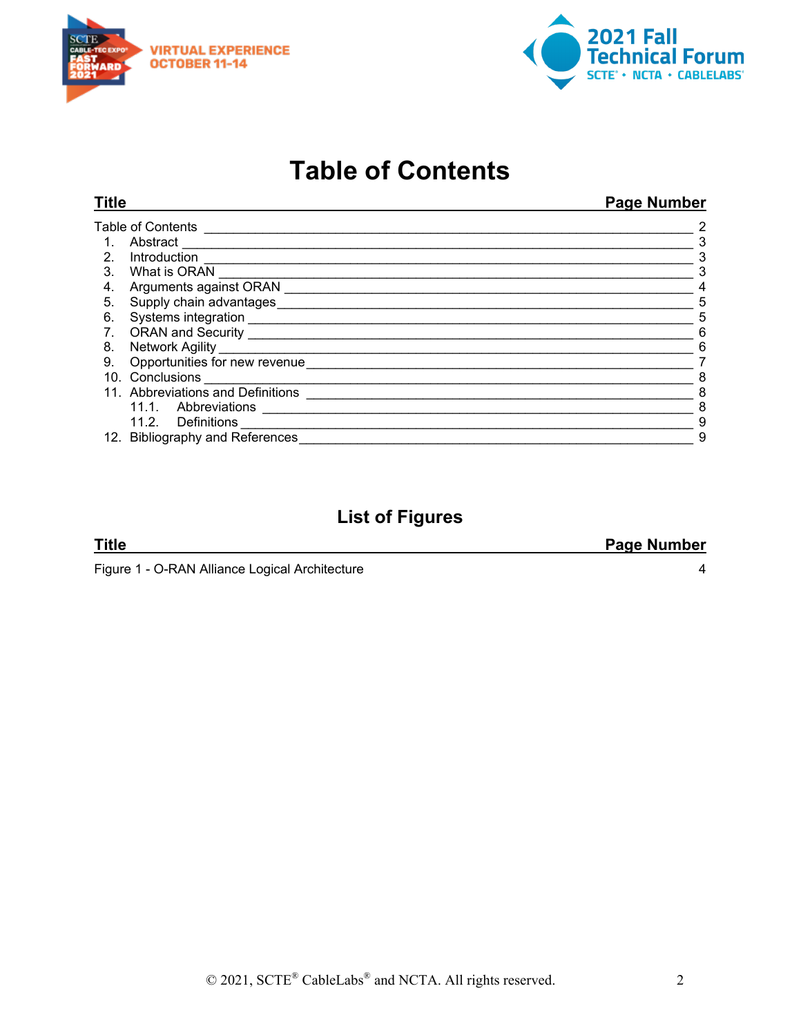# Table of Contents

| Title | Page Number |
|---|---|
| Table of Contents | 2 |
| 1. Abstract | 3 |
| 2. Introduction | 3 |
| 3. What is ORAN | 3 |
| 4. Arguments against ORAN | 4 |
| 5. Supply chain advantages | 5 |
| 6. Systems integration | 5 |
| 7. ORAN and Security | 6 |
| 8. Network Agility | 6 |
| 9. Opportunities for new revenue | 7 |
| 10. Conclusions | 8 |
| 11. Abbreviations and Definitions | 8 |
| 11.1. Abbreviations | 8 |
| 11.2. Definitions | 9 |
| 12. Bibliography and References | 9 |

## List of Figures

| Title | Page Number |
|---|---|
| Figure 1 - O-RAN Alliance Logical Architecture | 4 |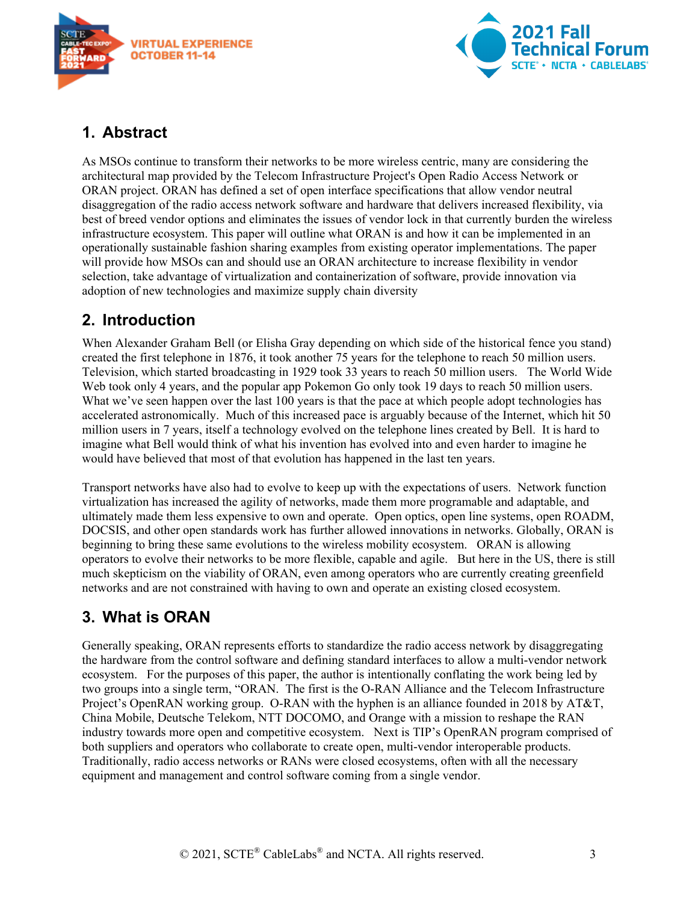## 1. Abstract

As MSOs continue to transform their networks to be more wireless centric, many are considering the architectural map provided by the Telecom Infrastructure Project's Open Radio Access Network or ORAN project. ORAN has defined a set of open interface specifications that allow vendor neutral disaggregation of the radio access network software and hardware that delivers increased flexibility, via best of breed vendor options and eliminates the issues of vendor lock in that currently burden the wireless infrastructure ecosystem. This paper will outline what ORAN is and how it can be implemented in an operationally sustainable fashion sharing examples from existing operator implementations. The paper will provide how MSOs can and should use an ORAN architecture to increase flexibility in vendor selection, take advantage of virtualization and containerization of software, provide innovation via adoption of new technologies and maximize supply chain diversity

## 2. Introduction

When Alexander Graham Bell (or Elisha Gray depending on which side of the historical fence you stand) created the first telephone in 1876, it took another 75 years for the telephone to reach 50 million users. Television, which started broadcasting in 1929 took 33 years to reach 50 million users. The World Wide Web took only 4 years, and the popular app Pokemon Go only took 19 days to reach 50 million users. What we've seen happen over the last 100 years is that the pace at which people adopt technologies has accelerated astronomically. Much of this increased pace is arguably because of the Internet, which hit 50 million users in 7 years, itself a technology evolved on the telephone lines created by Bell. It is hard to imagine what Bell would think of what his invention has evolved into and even harder to imagine he would have believed that most of that evolution has happened in the last ten years.

Transport networks have also had to evolve to keep up with the expectations of users. Network function virtualization has increased the agility of networks, made them more programable and adaptable, and ultimately made them less expensive to own and operate. Open optics, open line systems, open ROADM, DOCSIS, and other open standards work has further allowed innovations in networks. Globally, ORAN is beginning to bring these same evolutions to the wireless mobility ecosystem. ORAN is allowing operators to evolve their networks to be more flexible, capable and agile. But here in the US, there is still much skepticism on the viability of ORAN, even among operators who are currently creating greenfield networks and are not constrained with having to own and operate an existing closed ecosystem.

## 3. What is ORAN

Generally speaking, ORAN represents efforts to standardize the radio access network by disaggregating the hardware from the control software and defining standard interfaces to allow a multi-vendor network ecosystem. For the purposes of this paper, the author is intentionally conflating the work being led by two groups into a single term, "ORAN. The first is the O-RAN Alliance and the Telecom Infrastructure Project's OpenRAN working group. O-RAN with the hyphen is an alliance founded in 2018 by AT&T, China Mobile, Deutsche Telekom, NTT DOCOMO, and Orange with a mission to reshape the RAN industry towards more open and competitive ecosystem. Next is TIP's OpenRAN program comprised of both suppliers and operators who collaborate to create open, multi-vendor interoperable products. Traditionally, radio access networks or RANs were closed ecosystems, often with all the necessary equipment and management and control software coming from a single vendor.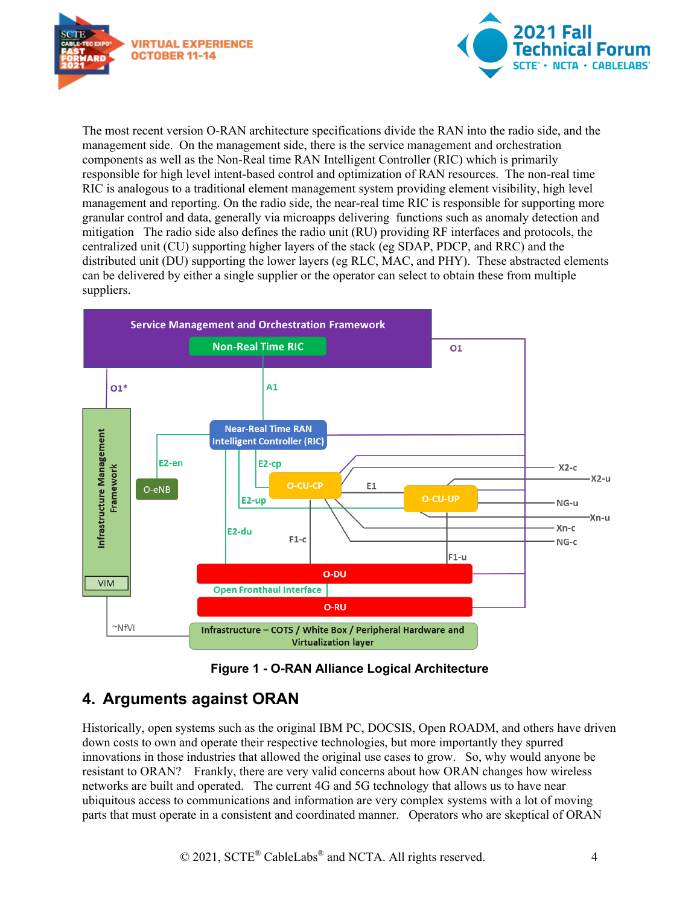The most recent version O-RAN architecture specifications divide the RAN into the radio side, and the management side. On the management side, there is the service management and orchestration components as well as the Non-Real time RAN Intelligent Controller (RIC) which is primarily responsible for high level intent-based control and optimization of RAN resources. The non-real time RIC is analogous to a traditional element management system providing element visibility, high level management and reporting. On the radio side, the near-real time RIC is responsible for supporting more granular control and data, generally via microapps delivering functions such as anomaly detection and mitigation The radio side also defines the radio unit (RU) providing RF interfaces and protocols, the centralized unit (CU) supporting higher layers of the stack (eg SDAP, PDCP, and RRC) and the distributed unit (DU) supporting the lower layers (eg RLC, MAC, and PHY). These abstracted elements can be delivered by either a single supplier or the operator can select to obtain these from multiple suppliers.

**Figure 1 - O-RAN Alliance Logical Architecture**

## 4. Arguments against ORAN

Historically, open systems such as the original IBM PC, DOCSIS, Open ROADM, and others have driven down costs to own and operate their respective technologies, but more importantly they spurred innovations in those industries that allowed the original use cases to grow. So, why would anyone be resistant to ORAN? Frankly, there are very valid concerns about how ORAN changes how wireless networks are built and operated. The current 4G and 5G technology that allows us to have near ubiquitous access to communications and information are very complex systems with a lot of moving parts that must operate in a consistent and coordinated manner. Operators who are skeptical of ORAN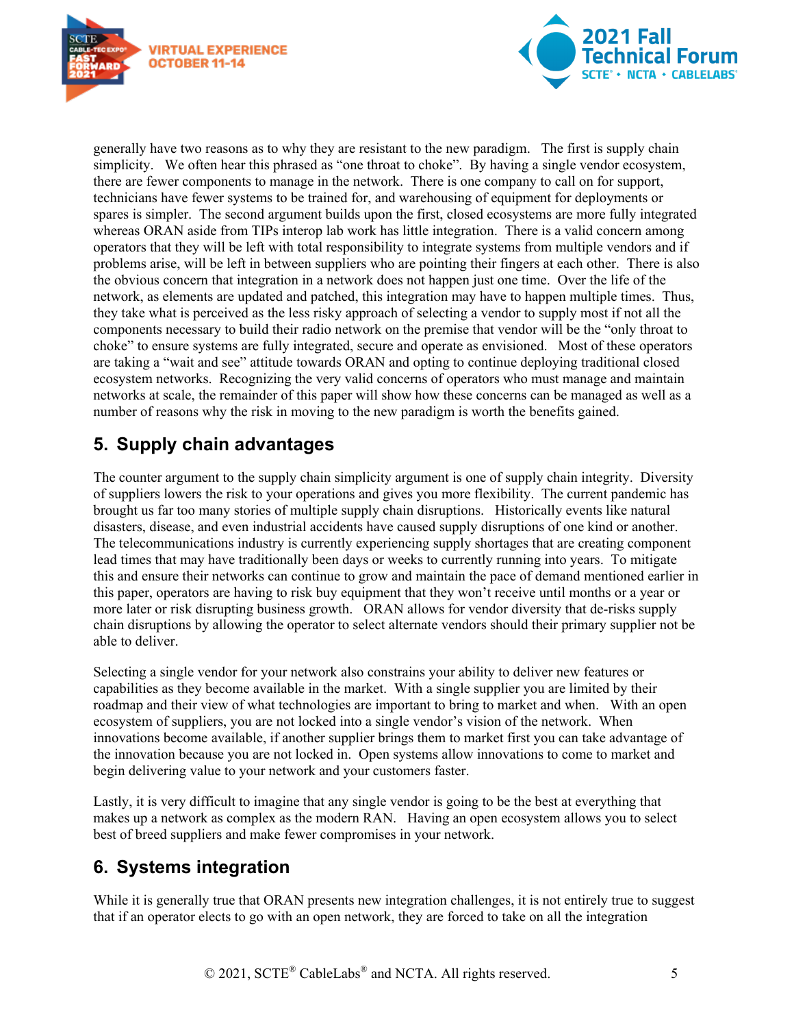generally have two reasons as to why they are resistant to the new paradigm. The first is supply chain simplicity. We often hear this phrased as "one throat to choke". By having a single vendor ecosystem, there are fewer components to manage in the network. There is one company to call on for support, technicians have fewer systems to be trained for, and warehousing of equipment for deployments or spares is simpler. The second argument builds upon the first, closed ecosystems are more fully integrated whereas ORAN aside from TIPs interop lab work has little integration. There is a valid concern among operators that they will be left with total responsibility to integrate systems from multiple vendors and if problems arise, will be left in between suppliers who are pointing their fingers at each other. There is also the obvious concern that integration in a network does not happen just one time. Over the life of the network, as elements are updated and patched, this integration may have to happen multiple times. Thus, they take what is perceived as the less risky approach of selecting a vendor to supply most if not all the components necessary to build their radio network on the premise that vendor will be the "only throat to choke" to ensure systems are fully integrated, secure and operate as envisioned. Most of these operators are taking a "wait and see" attitude towards ORAN and opting to continue deploying traditional closed ecosystem networks. Recognizing the very valid concerns of operators who must manage and maintain networks at scale, the remainder of this paper will show how these concerns can be managed as well as a number of reasons why the risk in moving to the new paradigm is worth the benefits gained.

## 5. Supply chain advantages

The counter argument to the supply chain simplicity argument is one of supply chain integrity. Diversity of suppliers lowers the risk to your operations and gives you more flexibility. The current pandemic has brought us far too many stories of multiple supply chain disruptions. Historically events like natural disasters, disease, and even industrial accidents have caused supply disruptions of one kind or another. The telecommunications industry is currently experiencing supply shortages that are creating component lead times that may have traditionally been days or weeks to currently running into years. To mitigate this and ensure their networks can continue to grow and maintain the pace of demand mentioned earlier in this paper, operators are having to risk buy equipment that they won't receive until months or a year or more later or risk disrupting business growth. ORAN allows for vendor diversity that de-risks supply chain disruptions by allowing the operator to select alternate vendors should their primary supplier not be able to deliver.

Selecting a single vendor for your network also constrains your ability to deliver new features or capabilities as they become available in the market. With a single supplier you are limited by their roadmap and their view of what technologies are important to bring to market and when. With an open ecosystem of suppliers, you are not locked into a single vendor's vision of the network. When innovations become available, if another supplier brings them to market first you can take advantage of the innovation because you are not locked in. Open systems allow innovations to come to market and begin delivering value to your network and your customers faster.

Lastly, it is very difficult to imagine that any single vendor is going to be the best at everything that makes up a network as complex as the modern RAN. Having an open ecosystem allows you to select best of breed suppliers and make fewer compromises in your network.

## 6. Systems integration

While it is generally true that ORAN presents new integration challenges, it is not entirely true to suggest that if an operator elects to go with an open network, they are forced to take on all the integration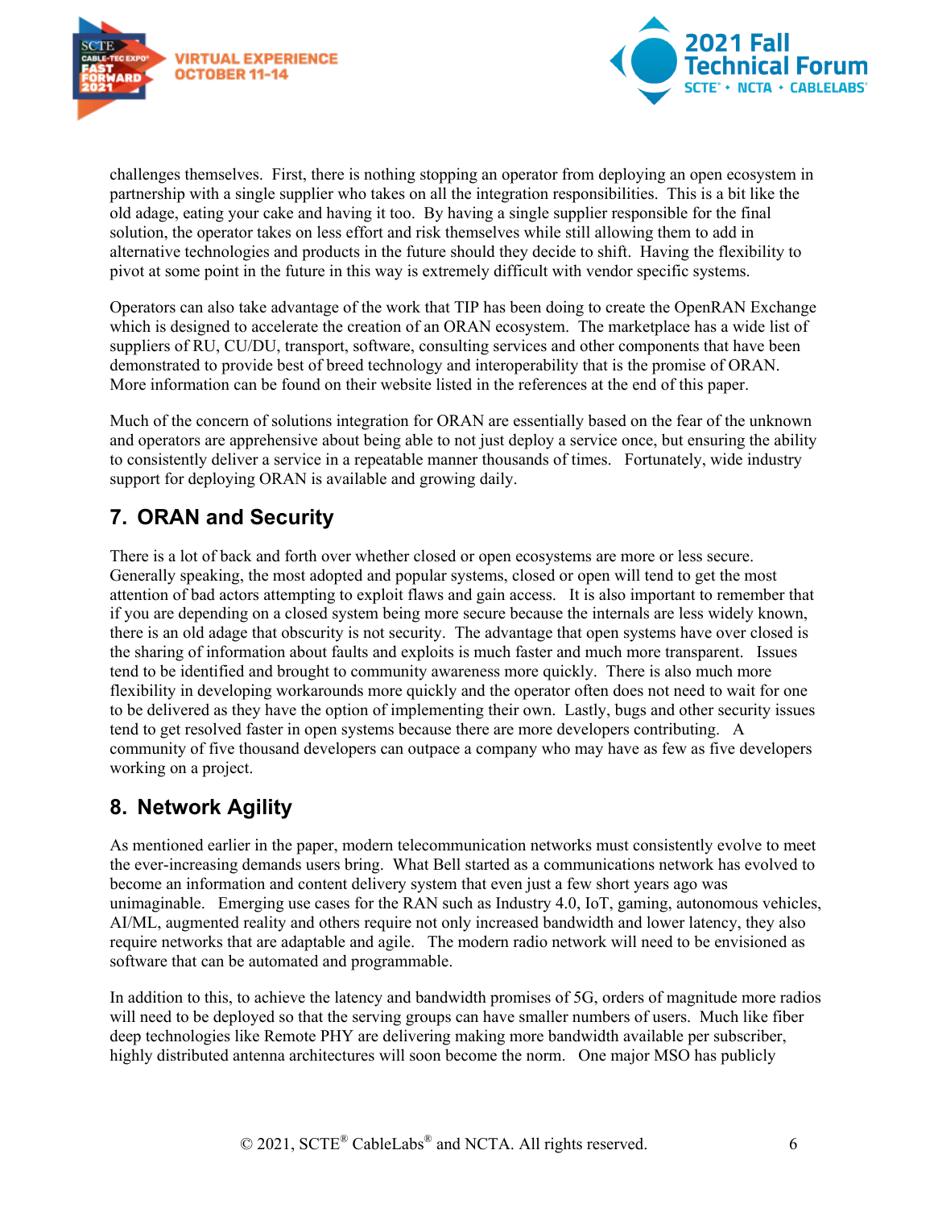challenges themselves. First, there is nothing stopping an operator from deploying an open ecosystem in partnership with a single supplier who takes on all the integration responsibilities. This is a bit like the old adage, eating your cake and having it too. By having a single supplier responsible for the final solution, the operator takes on less effort and risk themselves while still allowing them to add in alternative technologies and products in the future should they decide to shift. Having the flexibility to pivot at some point in the future in this way is extremely difficult with vendor specific systems.

Operators can also take advantage of the work that TIP has been doing to create the OpenRAN Exchange which is designed to accelerate the creation of an ORAN ecosystem. The marketplace has a wide list of suppliers of RU, CU/DU, transport, software, consulting services and other components that have been demonstrated to provide best of breed technology and interoperability that is the promise of ORAN. More information can be found on their website listed in the references at the end of this paper.

Much of the concern of solutions integration for ORAN are essentially based on the fear of the unknown and operators are apprehensive about being able to not just deploy a service once, but ensuring the ability to consistently deliver a service in a repeatable manner thousands of times. Fortunately, wide industry support for deploying ORAN is available and growing daily.

## 7. ORAN and Security

There is a lot of back and forth over whether closed or open ecosystems are more or less secure. Generally speaking, the most adopted and popular systems, closed or open will tend to get the most attention of bad actors attempting to exploit flaws and gain access. It is also important to remember that if you are depending on a closed system being more secure because the internals are less widely known, there is an old adage that obscurity is not security. The advantage that open systems have over closed is the sharing of information about faults and exploits is much faster and much more transparent. Issues tend to be identified and brought to community awareness more quickly. There is also much more flexibility in developing workarounds more quickly and the operator often does not need to wait for one to be delivered as they have the option of implementing their own. Lastly, bugs and other security issues tend to get resolved faster in open systems because there are more developers contributing. A community of five thousand developers can outpace a company who may have as few as five developers working on a project.

## 8. Network Agility

As mentioned earlier in the paper, modern telecommunication networks must consistently evolve to meet the ever-increasing demands users bring. What Bell started as a communications network has evolved to become an information and content delivery system that even just a few short years ago was unimaginable. Emerging use cases for the RAN such as Industry 4.0, IoT, gaming, autonomous vehicles, AI/ML, augmented reality and others require not only increased bandwidth and lower latency, they also require networks that are adaptable and agile. The modern radio network will need to be envisioned as software that can be automated and programmable.

In addition to this, to achieve the latency and bandwidth promises of 5G, orders of magnitude more radios will need to be deployed so that the serving groups can have smaller numbers of users. Much like fiber deep technologies like Remote PHY are delivering making more bandwidth available per subscriber, highly distributed antenna architectures will soon become the norm. One major MSO has publicly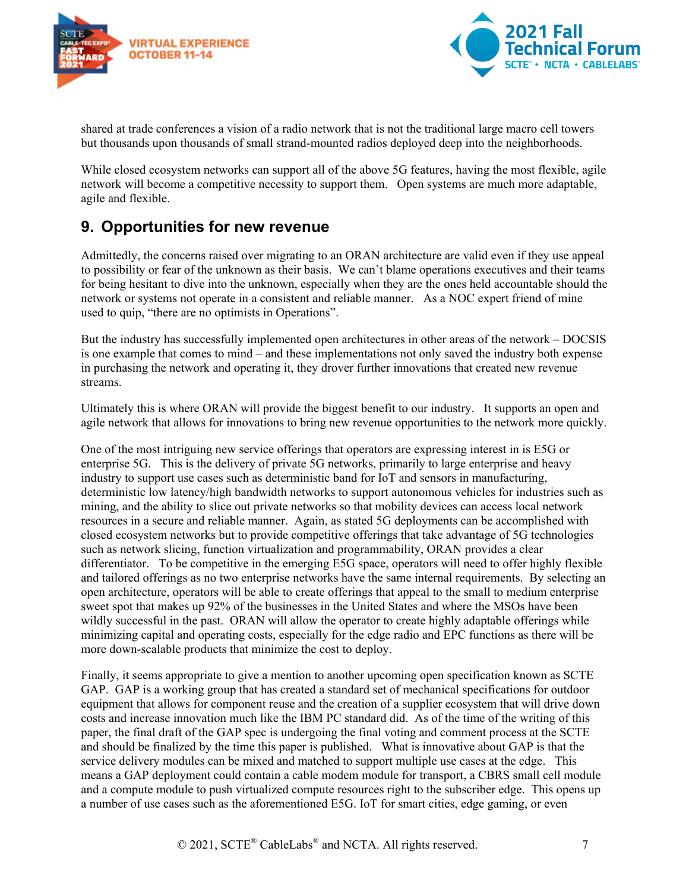shared at trade conferences a vision of a radio network that is not the traditional large macro cell towers but thousands upon thousands of small strand-mounted radios deployed deep into the neighborhoods.

While closed ecosystem networks can support all of the above 5G features, having the most flexible, agile network will become a competitive necessity to support them. Open systems are much more adaptable, agile and flexible.

## 9. Opportunities for new revenue

Admittedly, the concerns raised over migrating to an ORAN architecture are valid even if they use appeal to possibility or fear of the unknown as their basis. We can't blame operations executives and their teams for being hesitant to dive into the unknown, especially when they are the ones held accountable should the network or systems not operate in a consistent and reliable manner. As a NOC expert friend of mine used to quip, "there are no optimists in Operations".

But the industry has successfully implemented open architectures in other areas of the network – DOCSIS is one example that comes to mind – and these implementations not only saved the industry both expense in purchasing the network and operating it, they drover further innovations that created new revenue streams.

Ultimately this is where ORAN will provide the biggest benefit to our industry. It supports an open and agile network that allows for innovations to bring new revenue opportunities to the network more quickly.

One of the most intriguing new service offerings that operators are expressing interest in is E5G or enterprise 5G. This is the delivery of private 5G networks, primarily to large enterprise and heavy industry to support use cases such as deterministic band for IoT and sensors in manufacturing, deterministic low latency/high bandwidth networks to support autonomous vehicles for industries such as mining, and the ability to slice out private networks so that mobility devices can access local network resources in a secure and reliable manner. Again, as stated 5G deployments can be accomplished with closed ecosystem networks but to provide competitive offerings that take advantage of 5G technologies such as network slicing, function virtualization and programmability, ORAN provides a clear differentiator. To be competitive in the emerging E5G space, operators will need to offer highly flexible and tailored offerings as no two enterprise networks have the same internal requirements. By selecting an open architecture, operators will be able to create offerings that appeal to the small to medium enterprise sweet spot that makes up 92% of the businesses in the United States and where the MSOs have been wildly successful in the past. ORAN will allow the operator to create highly adaptable offerings while minimizing capital and operating costs, especially for the edge radio and EPC functions as there will be more down-scalable products that minimize the cost to deploy.

Finally, it seems appropriate to give a mention to another upcoming open specification known as SCTE GAP. GAP is a working group that has created a standard set of mechanical specifications for outdoor equipment that allows for component reuse and the creation of a supplier ecosystem that will drive down costs and increase innovation much like the IBM PC standard did. As of the time of the writing of this paper, the final draft of the GAP spec is undergoing the final voting and comment process at the SCTE and should be finalized by the time this paper is published. What is innovative about GAP is that the service delivery modules can be mixed and matched to support multiple use cases at the edge. This means a GAP deployment could contain a cable modem module for transport, a CBRS small cell module and a compute module to push virtualized compute resources right to the subscriber edge. This opens up a number of use cases such as the aforementioned E5G. IoT for smart cities, edge gaming, or even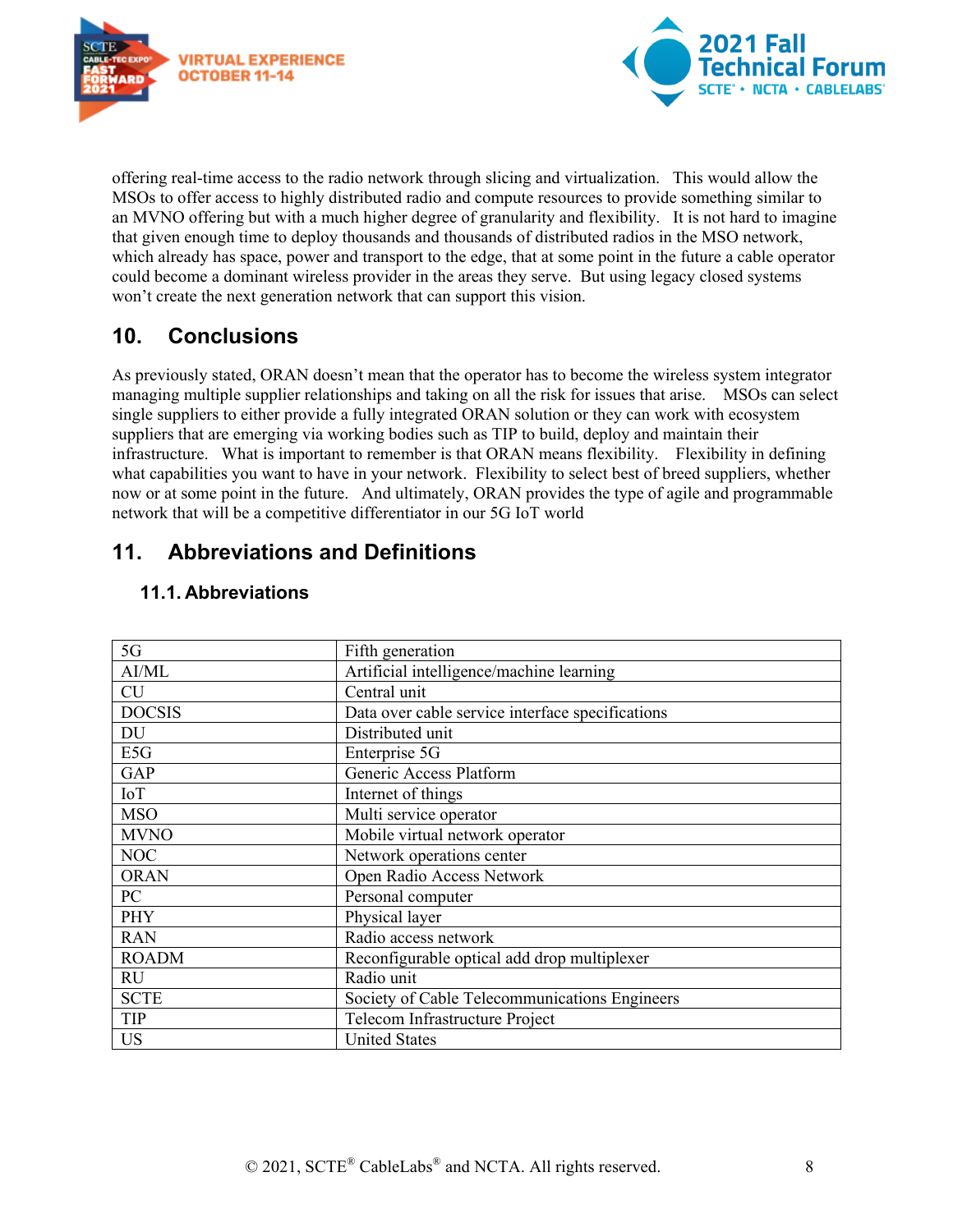offering real-time access to the radio network through slicing and virtualization. This would allow the MSOs to offer access to highly distributed radio and compute resources to provide something similar to an MVNO offering but with a much higher degree of granularity and flexibility. It is not hard to imagine that given enough time to deploy thousands and thousands of distributed radios in the MSO network, which already has space, power and transport to the edge, that at some point in the future a cable operator could become a dominant wireless provider in the areas they serve. But using legacy closed systems won't create the next generation network that can support this vision.

## 10. Conclusions

As previously stated, ORAN doesn't mean that the operator has to become the wireless system integrator managing multiple supplier relationships and taking on all the risk for issues that arise. MSOs can select single suppliers to either provide a fully integrated ORAN solution or they can work with ecosystem suppliers that are emerging via working bodies such as TIP to build, deploy and maintain their infrastructure. What is important to remember is that ORAN means flexibility. Flexibility in defining what capabilities you want to have in your network. Flexibility to select best of breed suppliers, whether now or at some point in the future. And ultimately, ORAN provides the type of agile and programmable network that will be a competitive differentiator in our 5G IoT world

## 11. Abbreviations and Definitions

### 11.1. Abbreviations

| | |
|---|---|
| 5G | Fifth generation |
| AI/ML | Artificial intelligence/machine learning |
| CU | Central unit |
| DOCSIS | Data over cable service interface specifications |
| DU | Distributed unit |
| E5G | Enterprise 5G |
| GAP | Generic Access Platform |
| IoT | Internet of things |
| MSO | Multi service operator |
| MVNO | Mobile virtual network operator |
| NOC | Network operations center |
| ORAN | Open Radio Access Network |
| PC | Personal computer |
| PHY | Physical layer |
| RAN | Radio access network |
| ROADM | Reconfigurable optical add drop multiplexer |
| RU | Radio unit |
| SCTE | Society of Cable Telecommunications Engineers |
| TIP | Telecom Infrastructure Project |
| US | United States |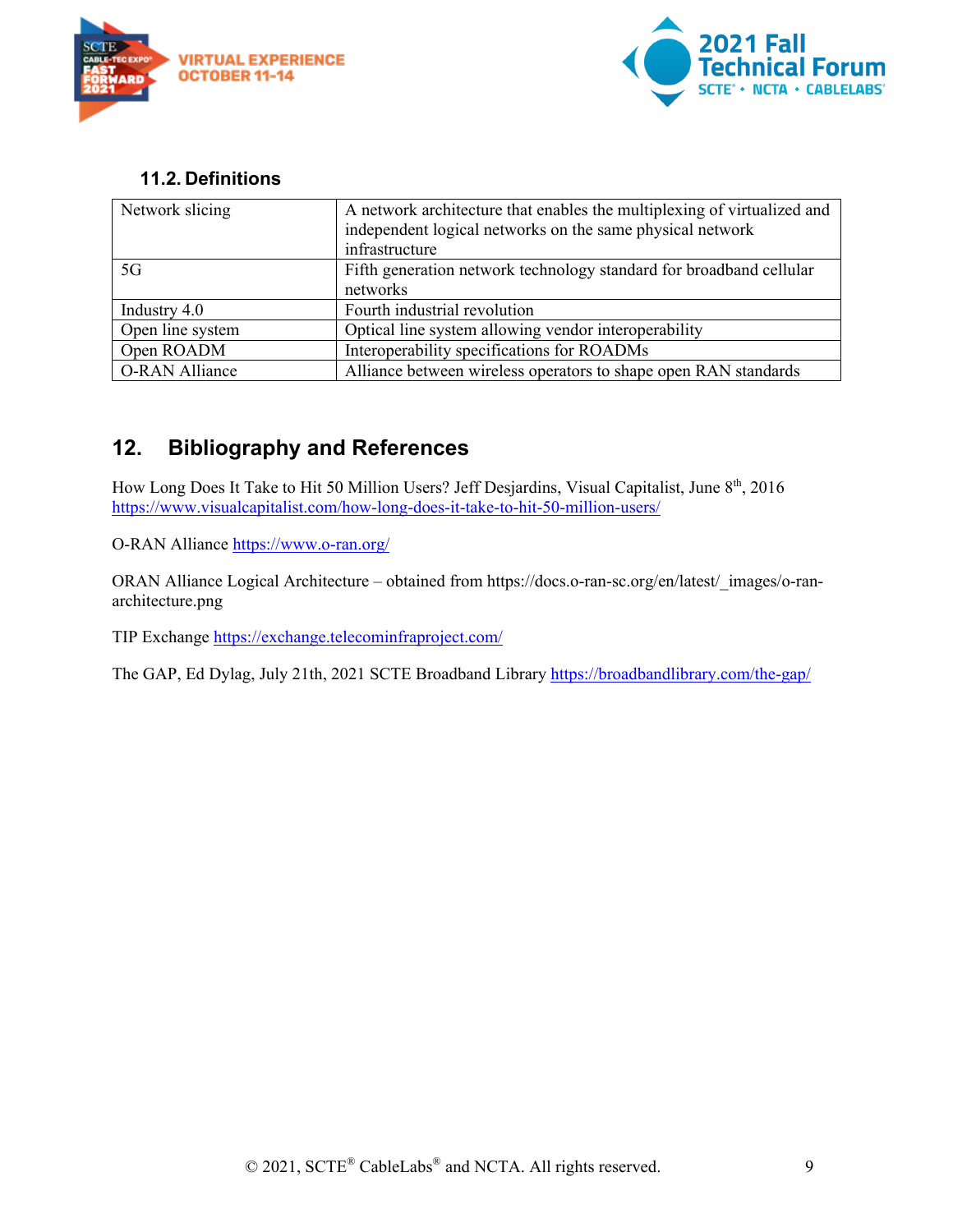### 11.2. Definitions

| | |
|---|---|
| Network slicing | A network architecture that enables the multiplexing of virtualized and independent logical networks on the same physical network infrastructure |
| 5G | Fifth generation network technology standard for broadband cellular networks |
| Industry 4.0 | Fourth industrial revolution |
| Open line system | Optical line system allowing vendor interoperability |
| Open ROADM | Interoperability specifications for ROADMs |
| O-RAN Alliance | Alliance between wireless operators to shape open RAN standards |

## 12. Bibliography and References

How Long Does It Take to Hit 50 Million Users? Jeff Desjardins, Visual Capitalist, June 8th, 2016 https://www.visualcapitalist.com/how-long-does-it-take-to-hit-50-million-users/

O-RAN Alliance https://www.o-ran.org/

ORAN Alliance Logical Architecture – obtained from https://docs.o-ran-sc.org/en/latest/_images/o-ran-architecture.png

TIP Exchange https://exchange.telecominfraproject.com/

The GAP, Ed Dylag, July 21th, 2021 SCTE Broadband Library https://broadbandlibrary.com/the-gap/